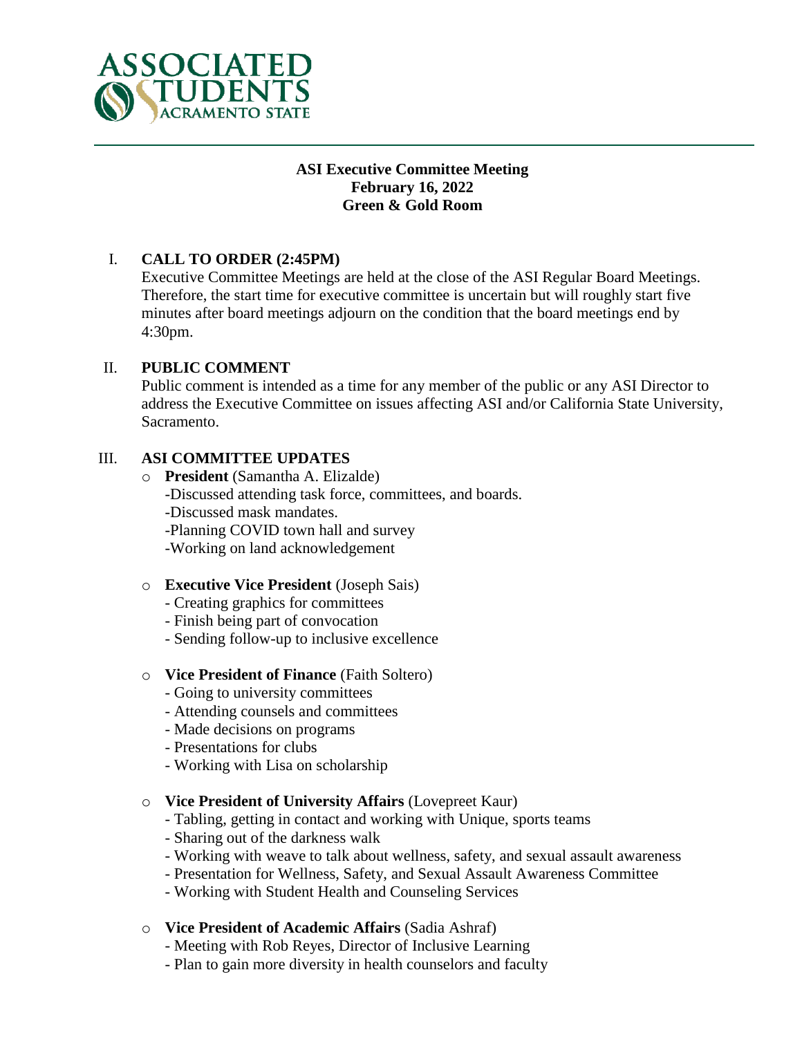**ASI Executive Committee Meeting**
**February 16, 2022**
**Green & Gold Room**

## I. CALL TO ORDER (2:45PM)

Executive Committee Meetings are held at the close of the ASI Regular Board Meetings. Therefore, the start time for executive committee is uncertain but will roughly start five minutes after board meetings adjourn on the condition that the board meetings end by 4:30pm.

## II. PUBLIC COMMENT

Public comment is intended as a time for any member of the public or any ASI Director to address the Executive Committee on issues affecting ASI and/or California State University, Sacramento.

## III. ASI COMMITTEE UPDATES

- **President** (Samantha A. Elizalde)
  - -Discussed attending task force, committees, and boards.
  - -Discussed mask mandates.
  - -Planning COVID town hall and survey
  - -Working on land acknowledgement

- **Executive Vice President** (Joseph Sais)
  - Creating graphics for committees
  - Finish being part of convocation
  - Sending follow-up to inclusive excellence

- **Vice President of Finance** (Faith Soltero)
  - Going to university committees
  - Attending counsels and committees
  - Made decisions on programs
  - Presentations for clubs
  - Working with Lisa on scholarship

- **Vice President of University Affairs** (Lovepreet Kaur)
  - Tabling, getting in contact and working with Unique, sports teams
  - Sharing out of the darkness walk
  - Working with weave to talk about wellness, safety, and sexual assault awareness
  - Presentation for Wellness, Safety, and Sexual Assault Awareness Committee
  - Working with Student Health and Counseling Services

- **Vice President of Academic Affairs** (Sadia Ashraf)
  - Meeting with Rob Reyes, Director of Inclusive Learning
  - Plan to gain more diversity in health counselors and faculty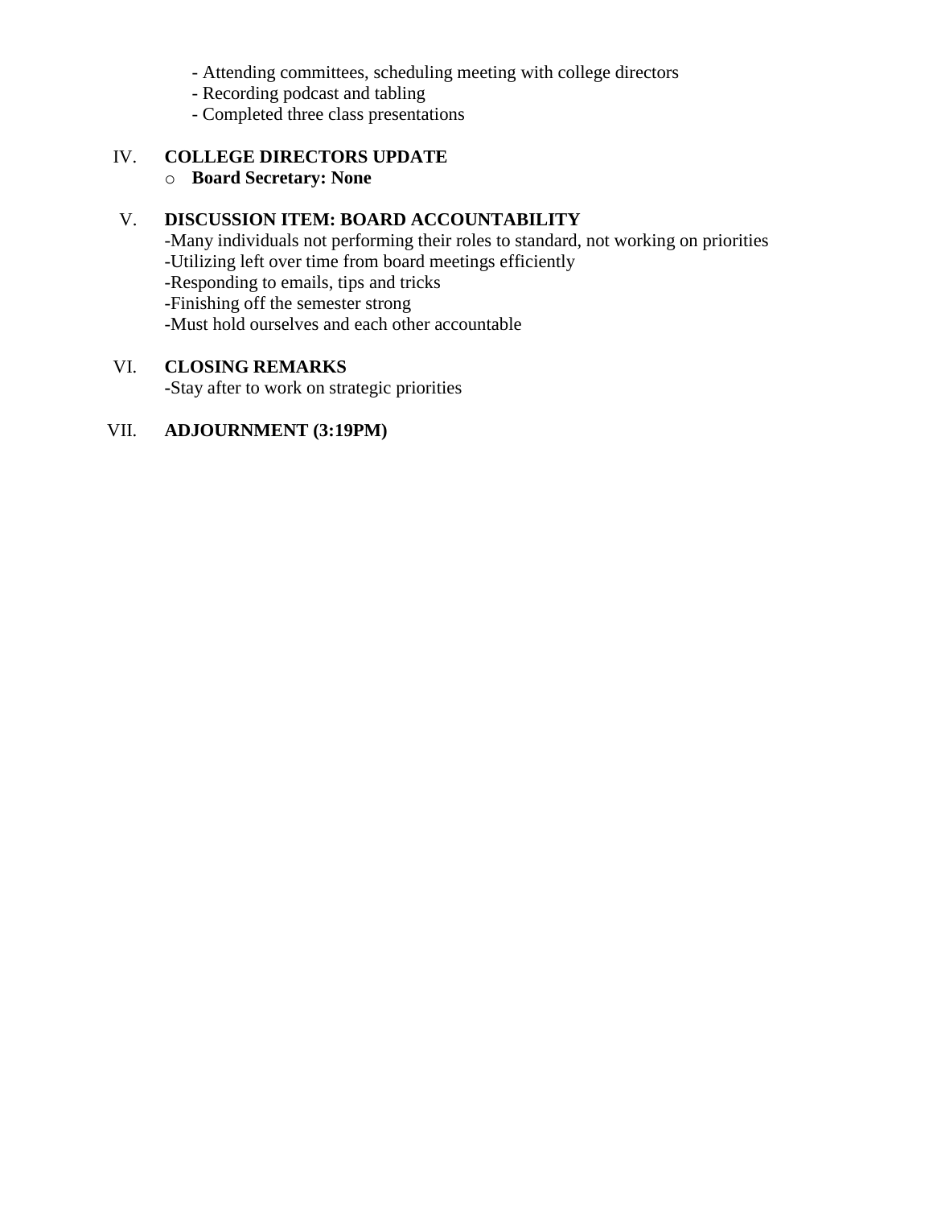- Attending committees, scheduling meeting with college directors
- Recording podcast and tabling
- Completed three class presentations

## IV. COLLEGE DIRECTORS UPDATE

- **Board Secretary: None**

## V. DISCUSSION ITEM: BOARD ACCOUNTABILITY

-Many individuals not performing their roles to standard, not working on priorities
-Utilizing left over time from board meetings efficiently
-Responding to emails, tips and tricks
-Finishing off the semester strong
-Must hold ourselves and each other accountable

## VI. CLOSING REMARKS

-Stay after to work on strategic priorities

## VII. ADJOURNMENT (3:19PM)